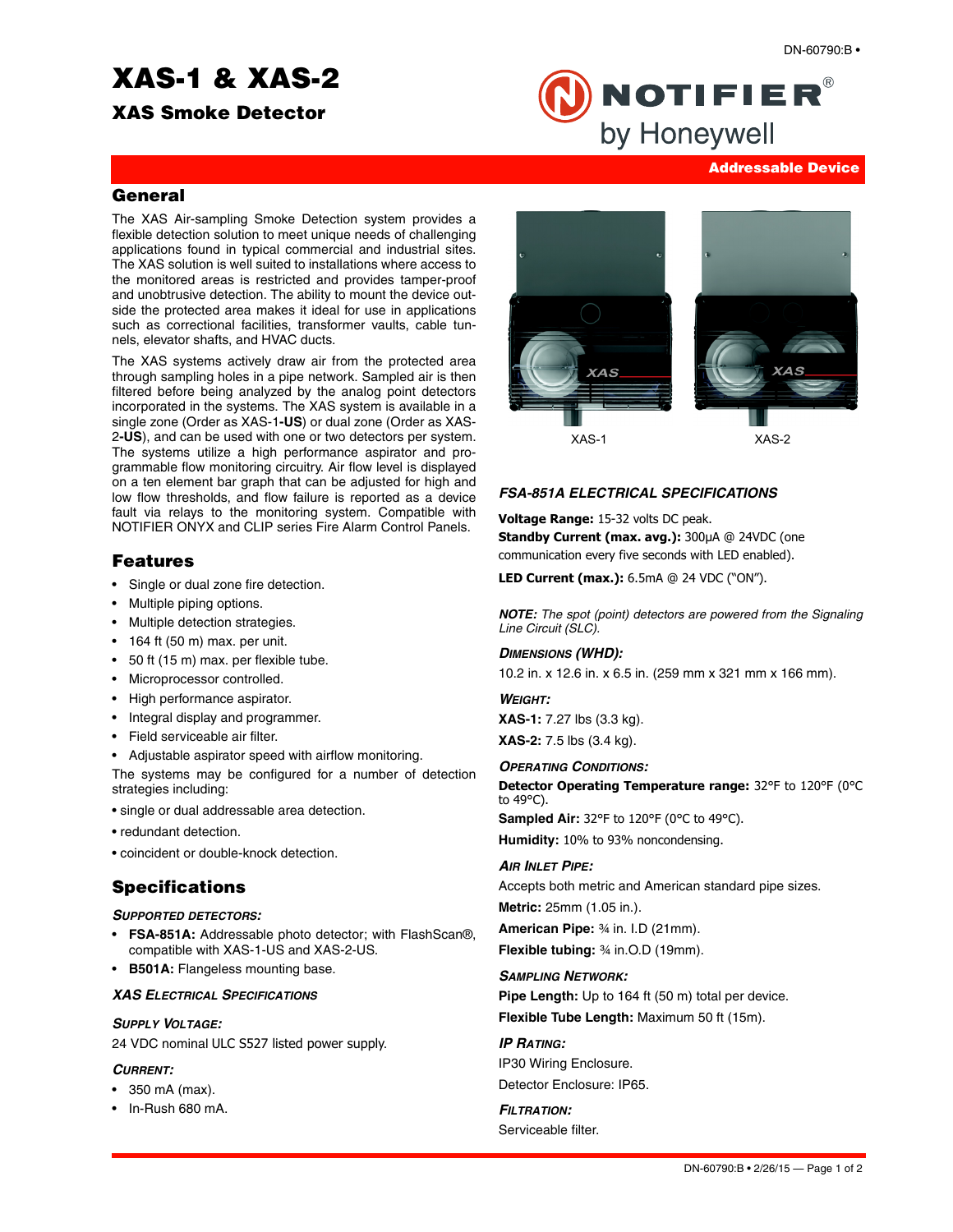# XAS-1 & XAS-2

## XAS Smoke Detector

Addressable Device

## General

The XAS Air-sampling Smoke Detection system provides a flexible detection solution to meet unique needs of challenging applications found in typical commercial and industrial sites. The XAS solution is well suited to installations where access to the monitored areas is restricted and provides tamper-proof and unobtrusive detection. The ability to mount the device outside the protected area makes it ideal for use in applications such as correctional facilities, transformer vaults, cable tunnels, elevator shafts, and HVAC ducts.

The XAS systems actively draw air from the protected area through sampling holes in a pipe network. Sampled air is then filtered before being analyzed by the analog point detectors incorporated in the systems. The XAS system is available in a single zone (Order as XAS-1**-US**) or dual zone (Order as XAS-2**-US**), and can be used with one or two detectors per system. The systems utilize a high performance aspirator and programmable flow monitoring circuitry. Air flow level is displayed on a ten element bar graph that can be adjusted for high and low flow thresholds, and flow failure is reported as a device fault via relays to the monitoring system. Compatible with NOTIFIER ONYX and CLIP series Fire Alarm Control Panels.

## Features

- Single or dual zone fire detection.
- Multiple piping options.
- Multiple detection strategies.
- 164 ft (50 m) max. per unit.
- 50 ft (15 m) max. per flexible tube.
- Microprocessor controlled.
- High performance aspirator.
- Integral display and programmer.
- Field serviceable air filter.
- Adjustable aspirator speed with airflow monitoring.

The systems may be configured for a number of detection strategies including:

• single or dual addressable area detection.

• redundant detection.

• coincident or double-knock detection.

## Specifications

### *Supported Detectors:*

- **FSA-851A:** Addressable photo detector; with FlashScan®, compatible with XAS-1-US and XAS-2-US.
- **B501A:** Flangeless mounting base.

### *XAS Electrical Specifications*

#### *Supply Voltage:*

24 VDC nominal ULC S527 listed power supply.

#### *Current:*

- 350 mA (max).
- In-Rush 680 mA.

XAS-1 XAS-2

### *FSA-851A ELECTRICAL SPECIFICATIONS*

**Voltage Range:** 15-32 volts DC peak.
**Standby Current (max. avg.):** 300µA @ 24VDC (one communication every five seconds with LED enabled).

**LED Current (max.):** 6.5mA @ 24 VDC ("ON").

*NOTE: The spot (point) detectors are powered from the Signaling Line Circuit (SLC).*

#### *Dimensions (WHD):*

10.2 in. x 12.6 in. x 6.5 in. (259 mm x 321 mm x 166 mm).

#### *Weight:*

**XAS-1:** 7.27 lbs (3.3 kg).

**XAS-2:** 7.5 lbs (3.4 kg).

#### *Operating Conditions:*

**Detector Operating Temperature range:** 32°F to 120°F (0°C to 49°C).

**Sampled Air:** 32°F to 120°F (0°C to 49°C).

**Humidity:** 10% to 93% noncondensing.

#### *Air Inlet Pipe:*

Accepts both metric and American standard pipe sizes.

**Metric:** 25mm (1.05 in.).

**American Pipe:** ¾ in. I.D (21mm).

**Flexible tubing:** ¾ in.O.D (19mm).

#### *Sampling Network:*

**Pipe Length:** Up to 164 ft (50 m) total per device.

**Flexible Tube Length:** Maximum 50 ft (15m).

#### *IP Rating:*

IP30 Wiring Enclosure.

Detector Enclosure: IP65.

#### *Filtration:*

Serviceable filter.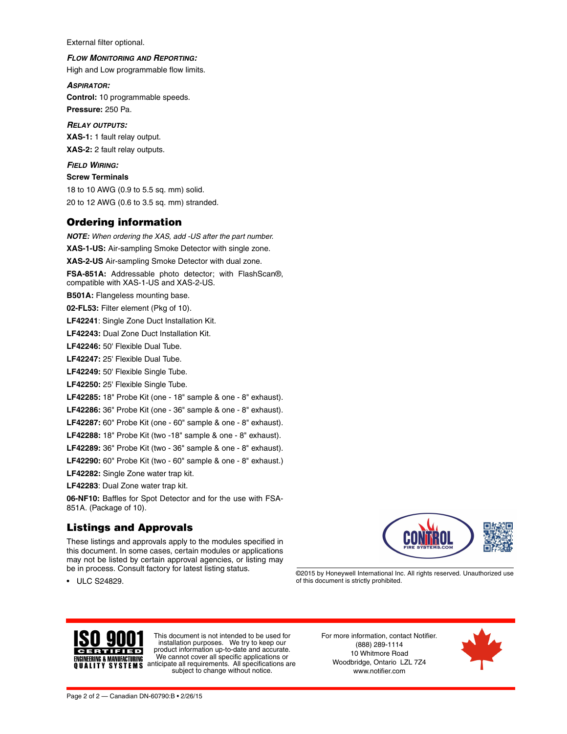External filter optional.

***Flow Monitoring and Reporting:***

High and Low programmable flow limits.

***Aspirator:***

**Control:** 10 programmable speeds.

**Pressure:** 250 Pa.

***Relay outputs:***

**XAS-1:** 1 fault relay output.

**XAS-2:** 2 fault relay outputs.

***Field Wiring:***

**Screw Terminals**

18 to 10 AWG (0.9 to 5.5 sq. mm) solid.

20 to 12 AWG (0.6 to 3.5 sq. mm) stranded.

## Ordering information

***NOTE:*** *When ordering the XAS, add -US after the part number.*

**XAS-1-US:** Air-sampling Smoke Detector with single zone.

**XAS-2-US** Air-sampling Smoke Detector with dual zone.

**FSA-851A:** Addressable photo detector; with FlashScan®, compatible with XAS-1-US and XAS-2-US.

**B501A:** Flangeless mounting base.

**02-FL53:** Filter element (Pkg of 10).

**LF42241**: Single Zone Duct Installation Kit.

**LF42243:** Dual Zone Duct Installation Kit.

**LF42246:** 50' Flexible Dual Tube.

**LF42247:** 25' Flexible Dual Tube.

**LF42249:** 50' Flexible Single Tube.

**LF42250:** 25' Flexible Single Tube.

**LF42285:** 18" Probe Kit (one - 18" sample & one - 8" exhaust).

**LF42286:** 36" Probe Kit (one - 36" sample & one - 8" exhaust).

**LF42287:** 60" Probe Kit (one - 60" sample & one - 8" exhaust).

**LF42288:** 18" Probe Kit (two -18" sample & one - 8" exhaust).

**LF42289:** 36" Probe Kit (two - 36" sample & one - 8" exhaust).

**LF42290:** 60" Probe Kit (two - 60" sample & one - 8" exhaust.)

**LF42282:** Single Zone water trap kit.

**LF42283**: Dual Zone water trap kit.

**06-NF10:** Baffles for Spot Detector and for the use with FSA-851A. (Package of 10).

## Listings and Approvals

These listings and approvals apply to the modules specified in this document. In some cases, certain modules or applications may not be listed by certain approval agencies, or listing may be in process. Consult factory for latest listing status.

- ULC S24829.

©2015 by Honeywell International Inc. All rights reserved. Unauthorized use of this document is strictly prohibited.

This document is not intended to be used for installation purposes. We try to keep our product information up-to-date and accurate. We cannot cover all specific applications or anticipate all requirements. All specifications are subject to change without notice.

For more information, contact Notifier.
(888) 289-1114
10 Whitmore Road
Woodbridge, Ontario LZL 7Z4
www.notifier.com